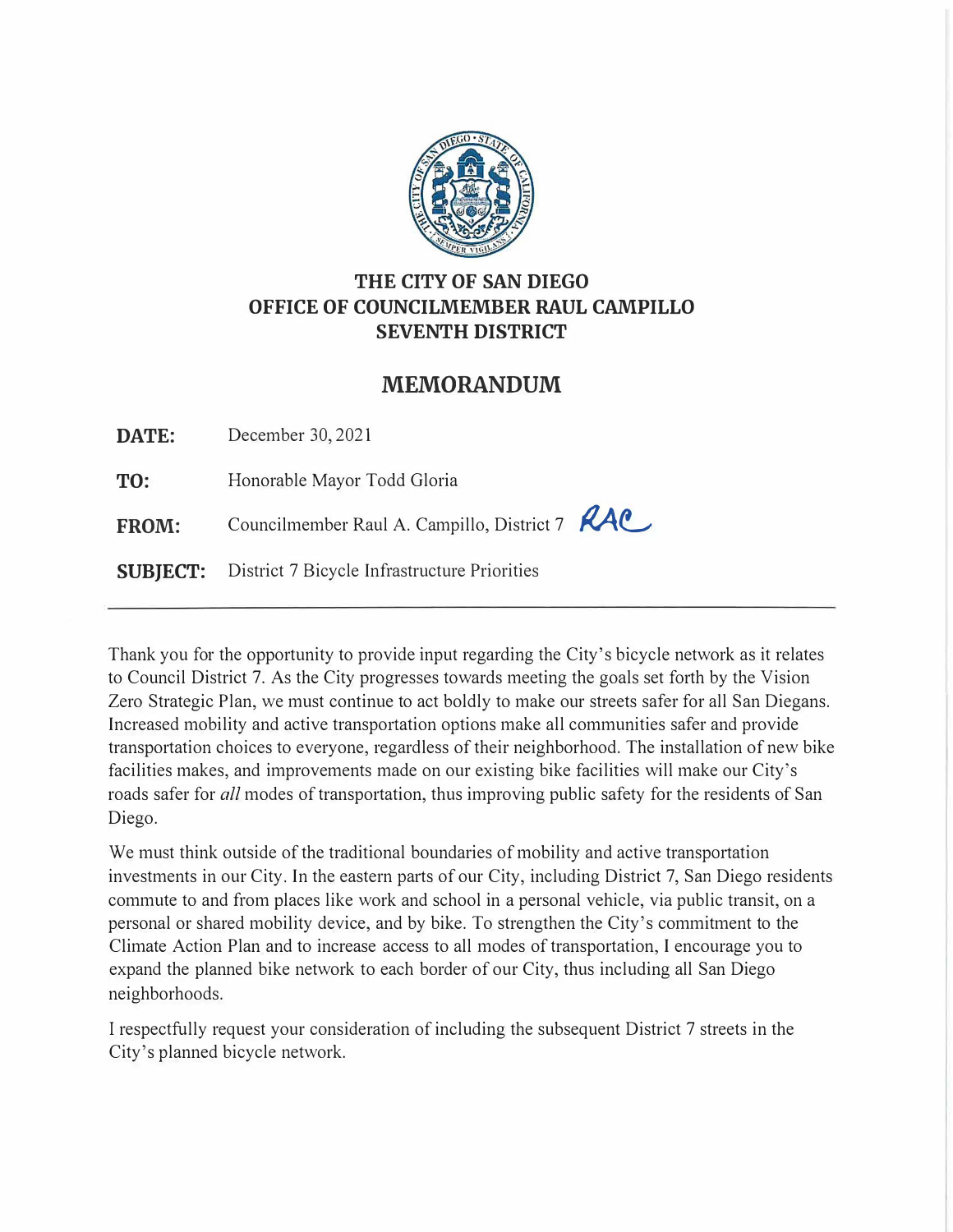# THE CITY OF SAN DIEGO
## OFFICE OF COUNCILMEMBER RAUL CAMPILLO
## SEVENTH DISTRICT

# MEMORANDUM

**DATE:** December 30, 2021

**TO:** Honorable Mayor Todd Gloria

**FROM:** Councilmember Raul A. Campillo, District 7 RAC

**SUBJECT:** District 7 Bicycle Infrastructure Priorities

---

Thank you for the opportunity to provide input regarding the City's bicycle network as it relates to Council District 7. As the City progresses towards meeting the goals set forth by the Vision Zero Strategic Plan, we must continue to act boldly to make our streets safer for all San Diegans. Increased mobility and active transportation options make all communities safer and provide transportation choices to everyone, regardless of their neighborhood. The installation of new bike facilities makes, and improvements made on our existing bike facilities will make our City's roads safer for *all* modes of transportation, thus improving public safety for the residents of San Diego.

We must think outside of the traditional boundaries of mobility and active transportation investments in our City. In the eastern parts of our City, including District 7, San Diego residents commute to and from places like work and school in a personal vehicle, via public transit, on a personal or shared mobility device, and by bike. To strengthen the City's commitment to the Climate Action Plan and to increase access to all modes of transportation, I encourage you to expand the planned bike network to each border of our City, thus including all San Diego neighborhoods.

I respectfully request your consideration of including the subsequent District 7 streets in the City's planned bicycle network.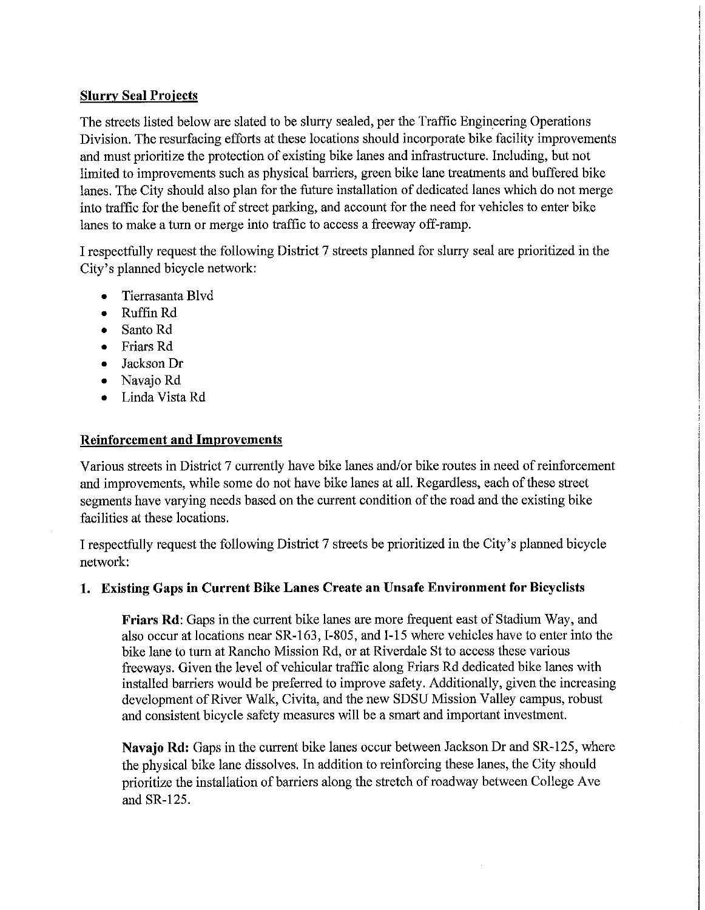**Slurry Seal Projects**

The streets listed below are slated to be slurry sealed, per the Traffic Engineering Operations Division. The resurfacing efforts at these locations should incorporate bike facility improvements and must prioritize the protection of existing bike lanes and infrastructure. Including, but not limited to improvements such as physical barriers, green bike lane treatments and buffered bike lanes. The City should also plan for the future installation of dedicated lanes which do not merge into traffic for the benefit of street parking, and account for the need for vehicles to enter bike lanes to make a turn or merge into traffic to access a freeway off-ramp.

I respectfully request the following District 7 streets planned for slurry seal are prioritized in the City's planned bicycle network:

- Tierrasanta Blvd
- Ruffin Rd
- Santo Rd
- Friars Rd
- Jackson Dr
- Navajo Rd
- Linda Vista Rd

**Reinforcement and Improvements**

Various streets in District 7 currently have bike lanes and/or bike routes in need of reinforcement and improvements, while some do not have bike lanes at all. Regardless, each of these street segments have varying needs based on the current condition of the road and the existing bike facilities at these locations.

I respectfully request the following District 7 streets be prioritized in the City's planned bicycle network:

**1. Existing Gaps in Current Bike Lanes Create an Unsafe Environment for Bicyclists**

**Friars Rd**: Gaps in the current bike lanes are more frequent east of Stadium Way, and also occur at locations near SR-163, I-805, and I-15 where vehicles have to enter into the bike lane to turn at Rancho Mission Rd, or at Riverdale St to access these various freeways. Given the level of vehicular traffic along Friars Rd dedicated bike lanes with installed barriers would be preferred to improve safety. Additionally, given the increasing development of River Walk, Civita, and the new SDSU Mission Valley campus, robust and consistent bicycle safety measures will be a smart and important investment.

**Navajo Rd:** Gaps in the current bike lanes occur between Jackson Dr and SR-125, where the physical bike lane dissolves. In addition to reinforcing these lanes, the City should prioritize the installation of barriers along the stretch of roadway between College Ave and SR-125.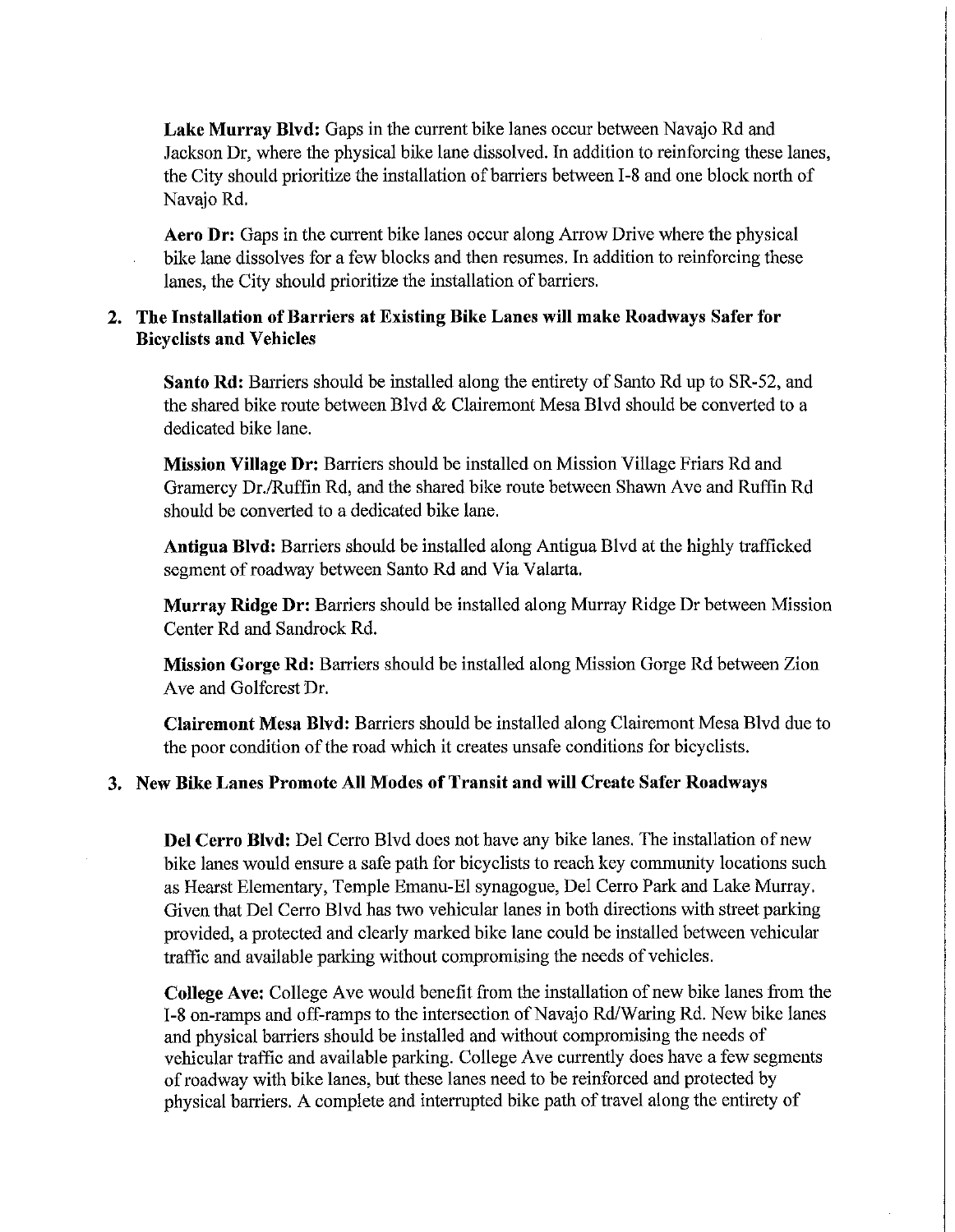**Lake Murray Blvd:** Gaps in the current bike lanes occur between Navajo Rd and Jackson Dr, where the physical bike lane dissolved. In addition to reinforcing these lanes, the City should prioritize the installation of barriers between I-8 and one block north of Navajo Rd.

**Aero Dr:** Gaps in the current bike lanes occur along Arrow Drive where the physical bike lane dissolves for a few blocks and then resumes. In addition to reinforcing these lanes, the City should prioritize the installation of barriers.

2. **The Installation of Barriers at Existing Bike Lanes will make Roadways Safer for Bicyclists and Vehicles**

**Santo Rd:** Barriers should be installed along the entirety of Santo Rd up to SR-52, and the shared bike route between Blvd & Clairemont Mesa Blvd should be converted to a dedicated bike lane.

**Mission Village Dr:** Barriers should be installed on Mission Village Friars Rd and Gramercy Dr./Ruffin Rd, and the shared bike route between Shawn Ave and Ruffin Rd should be converted to a dedicated bike lane.

**Antigua Blvd:** Barriers should be installed along Antigua Blvd at the highly trafficked segment of roadway between Santo Rd and Via Valarta.

**Murray Ridge Dr:** Barriers should be installed along Murray Ridge Dr between Mission Center Rd and Sandrock Rd.

**Mission Gorge Rd:** Barriers should be installed along Mission Gorge Rd between Zion Ave and Golfcrest Dr.

**Clairemont Mesa Blvd:** Barriers should be installed along Clairemont Mesa Blvd due to the poor condition of the road which it creates unsafe conditions for bicyclists.

3. **New Bike Lanes Promote All Modes of Transit and will Create Safer Roadways**

**Del Cerro Blvd:** Del Cerro Blvd does not have any bike lanes. The installation of new bike lanes would ensure a safe path for bicyclists to reach key community locations such as Hearst Elementary, Temple Emanu-El synagogue, Del Cerro Park and Lake Murray. Given that Del Cerro Blvd has two vehicular lanes in both directions with street parking provided, a protected and clearly marked bike lane could be installed between vehicular traffic and available parking without compromising the needs of vehicles.

**College Ave:** College Ave would benefit from the installation of new bike lanes from the I-8 on-ramps and off-ramps to the intersection of Navajo Rd/Waring Rd. New bike lanes and physical barriers should be installed and without compromising the needs of vehicular traffic and available parking. College Ave currently does have a few segments of roadway with bike lanes, but these lanes need to be reinforced and protected by physical barriers. A complete and interrupted bike path of travel along the entirety of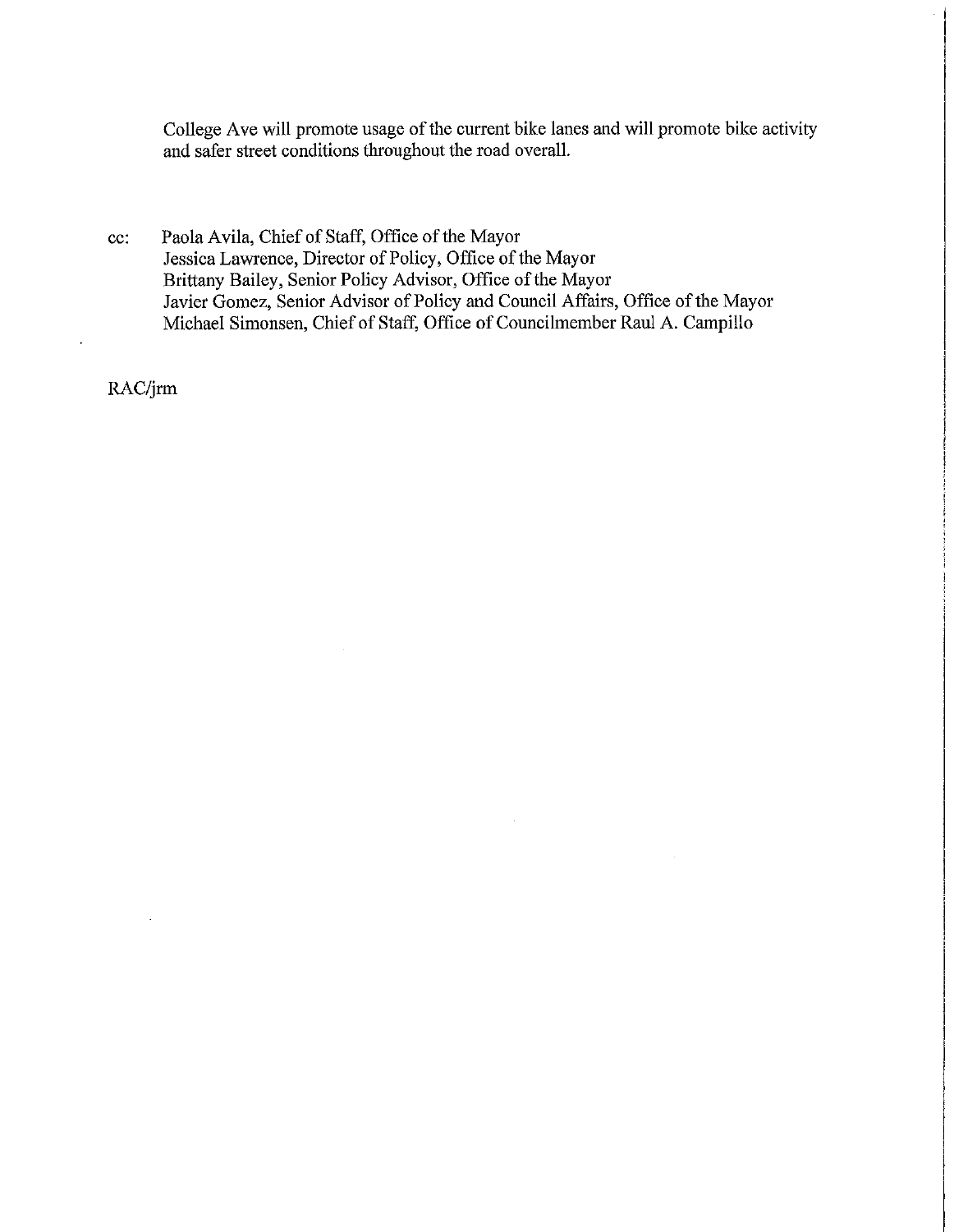College Ave will promote usage of the current bike lanes and will promote bike activity and safer street conditions throughout the road overall.

cc: Paola Avila, Chief of Staff, Office of the Mayor
Jessica Lawrence, Director of Policy, Office of the Mayor
Brittany Bailey, Senior Policy Advisor, Office of the Mayor
Javier Gomez, Senior Advisor of Policy and Council Affairs, Office of the Mayor
Michael Simonsen, Chief of Staff, Office of Councilmember Raul A. Campillo

RAC/jrm